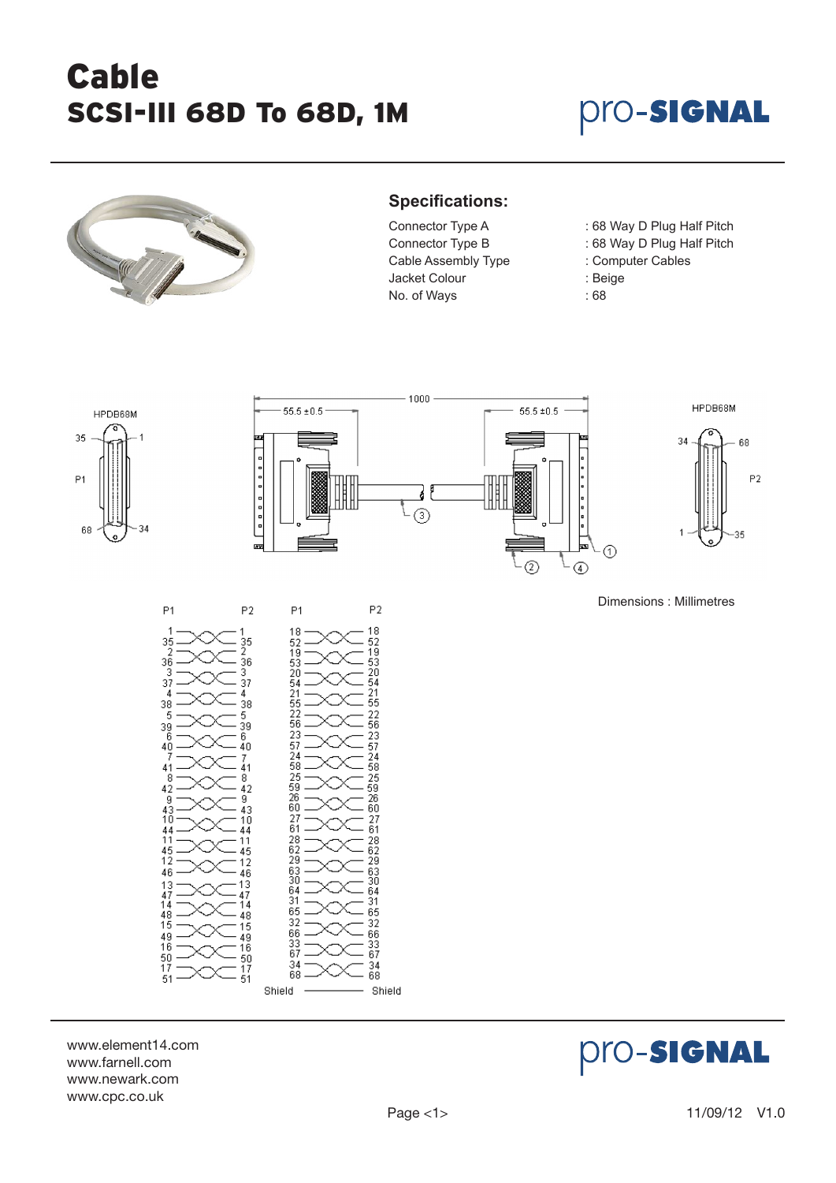# Cable

## SCSI-III 68D To 68D, 1M

### Specifications:

| | |
|---|---|
| Connector Type A | : 68 Way D Plug Half Pitch |
| Connector Type B | : 68 Way D Plug Half Pitch |
| Cable Assembly Type | : Computer Cables |
| Jacket Colour | : Beige |
| No. of Ways | : 68 |

HPDB68M

P1

1000

55.5 ±0.5

55.5 ±0.5

HPDB68M

P2

Dimensions : Millimetres

| P1 | P2 | P1 | P2 |
|---|---|---|---|
| 1 | 1 | 18 | 18 |
| 35 | 35 | 52 | 52 |
| 2 | 2 | 19 | 19 |
| 36 | 36 | 53 | 53 |
| 3 | 3 | 20 | 20 |
| 37 | 37 | 54 | 54 |
| 4 | 4 | 21 | 21 |
| 38 | 38 | 55 | 55 |
| 5 | 5 | 22 | 22 |
| 39 | 39 | 56 | 56 |
| 6 | 6 | 23 | 23 |
| 40 | 40 | 57 | 57 |
| 7 | 7 | 24 | 24 |
| 41 | 41 | 58 | 58 |
| 8 | 8 | 25 | 25 |
| 42 | 42 | 59 | 59 |
| 9 | 9 | 26 | 26 |
| 43 | 43 | 60 | 60 |
| 10 | 10 | 27 | 27 |
| 44 | 44 | 61 | 61 |
| 11 | 11 | 28 | 28 |
| 45 | 45 | 62 | 62 |
| 12 | 12 | 29 | 29 |
| 46 | 46 | 63 | 63 |
| 13 | 13 | 30 | 30 |
| 47 | 47 | 64 | 64 |
| 14 | 14 | 31 | 31 |
| 48 | 48 | 65 | 65 |
| 15 | 15 | 32 | 32 |
| 49 | 49 | 66 | 66 |
| 16 | 16 | 33 | 33 |
| 50 | 50 | 67 | 67 |
| 17 | 17 | 34 | 34 |
| 51 | 51 | 68 | 68 |
| | | Shield | Shield |

www.element14.com
www.farnell.com
www.newark.com
www.cpc.co.uk

11/09/12 V1.0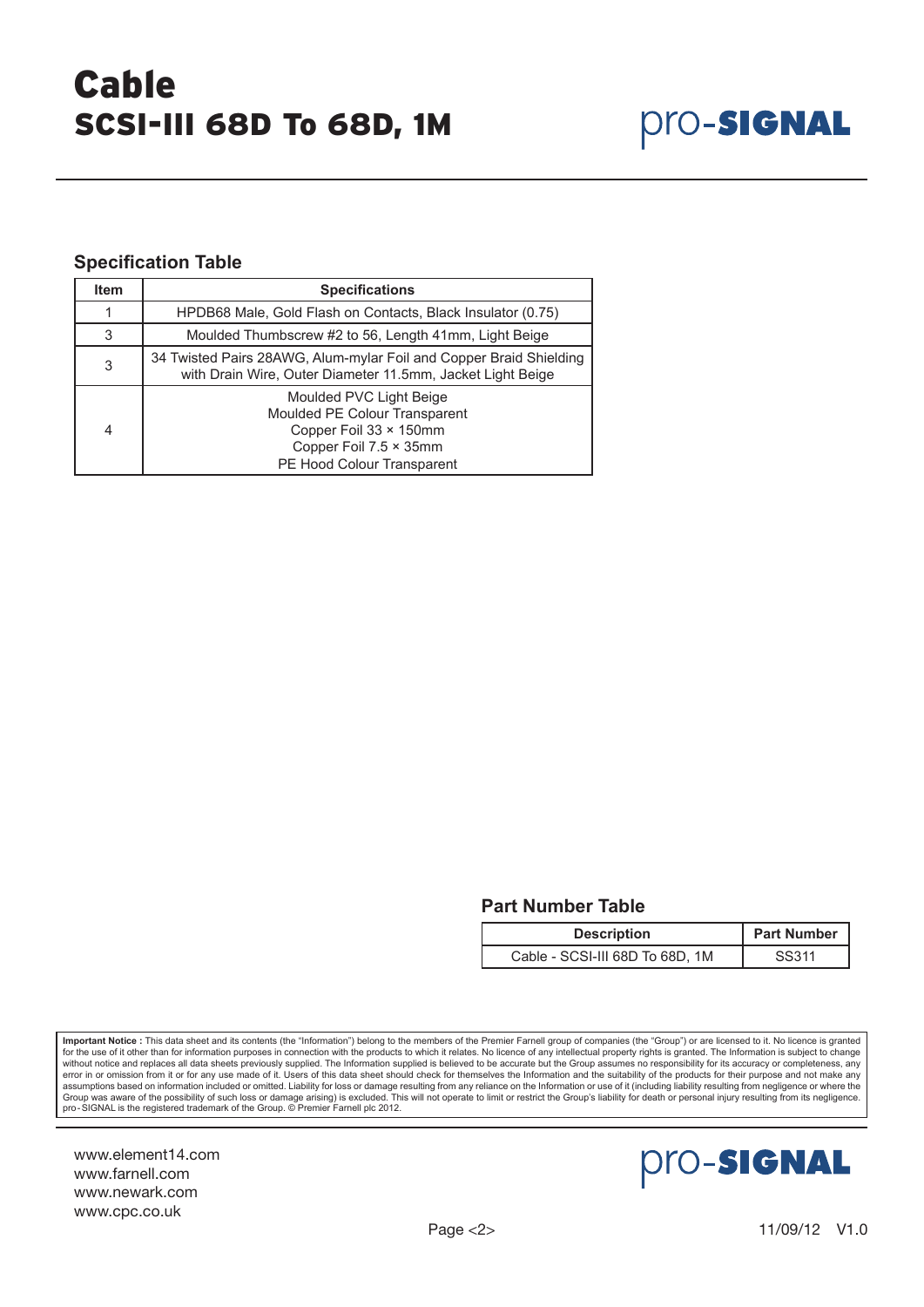# Cable
## SCSI-III 68D To 68D, 1M

pro-SIGNAL

### Specification Table

| Item | Specifications |
|---|---|
| 1 | HPDB68 Male, Gold Flash on Contacts, Black Insulator (0.75) |
| 3 | Moulded Thumbscrew #2 to 56, Length 41mm, Light Beige |
| 3 | 34 Twisted Pairs 28AWG, Alum-mylar Foil and Copper Braid Shielding with Drain Wire, Outer Diameter 11.5mm, Jacket Light Beige |
| 4 | Moulded PVC Light Beige<br>Moulded PE Colour Transparent<br>Copper Foil 33 × 150mm<br>Copper Foil 7.5 × 35mm<br>PE Hood Colour Transparent |

### Part Number Table

| Description | Part Number |
|---|---|
| Cable - SCSI-III 68D To 68D, 1M | SS311 |

**Important Notice :** This data sheet and its contents (the "Information") belong to the members of the Premier Farnell group of companies (the "Group") or are licensed to it. No licence is granted for the use of it other than for information purposes in connection with the products to which it relates. No licence of any intellectual property rights is granted. The Information is subject to change without notice and replaces all data sheets previously supplied. The Information supplied is believed to be accurate but the Group assumes no responsibility for its accuracy or completeness, any error in or omission from it or for any use made of it. Users of this data sheet should check for themselves the Information and the suitability of the products for their purpose and not make any assumptions based on information included or omitted. Liability for loss or damage resulting from any reliance on the Information or use of it (including liability resulting from negligence or where the Group was aware of the possibility of such loss or damage arising) is excluded. This will not operate to limit or restrict the Group's liability for death or personal injury resulting from its negligence. pro-SIGNAL is the registered trademark of the Group. © Premier Farnell plc 2012.

www.element14.com
www.farnell.com
www.newark.com
www.cpc.co.uk

pro-SIGNAL

11/09/12 V1.0